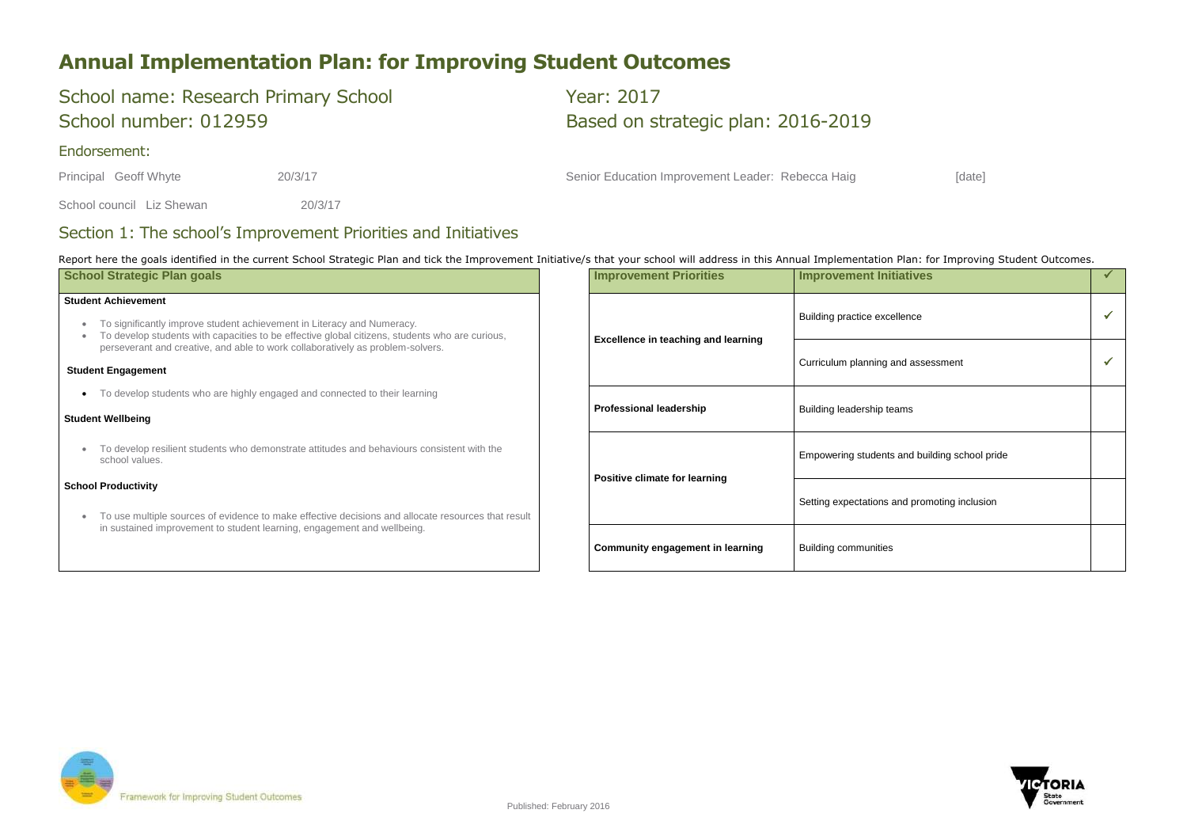# Annual Implementation Plan: for Improving Student Outcomes

## School name: Research Primary School

## School number: 012959

## Year: 2017

## Based on strategic plan: 2016-2019

### Endorsement:

Principal Geoff Whyte 20/3/17

School council Liz Shewan 20/3/17

Senior Education Improvement Leader: Rebecca Haig [date]

## Section 1: The school's Improvement Priorities and Initiatives

Report here the goals identified in the current School Strategic Plan and tick the Improvement Initiative/s that your school will address in this Annual Implementation Plan: for Improving Student Outcomes.

| School Strategic Plan goals |
|---|
| **Student Achievement**<br>• To significantly improve student achievement in Literacy and Numeracy.<br>• To develop students with capacities to be effective global citizens, students who are curious, perseverant and creative, and able to work collaboratively as problem-solvers.<br>**Student Engagement**<br>• To develop students who are highly engaged and connected to their learning<br>**Student Wellbeing**<br>• To develop resilient students who demonstrate attitudes and behaviours consistent with the school values.<br>**School Productivity**<br>• To use multiple sources of evidence to make effective decisions and allocate resources that result in sustained improvement to student learning, engagement and wellbeing. |

| Improvement Priorities | Improvement Initiatives | ✓ |
|---|---|---|
| **Excellence in teaching and learning** | Building practice excellence | ✓ |
| | Curriculum planning and assessment | ✓ |
| **Professional leadership** | Building leadership teams | |
| **Positive climate for learning** | Empowering students and building school pride | |
| | Setting expectations and promoting inclusion | |
| **Community engagement in learning** | Building communities | |

Framework for Improving Student Outcomes

Published: February 2016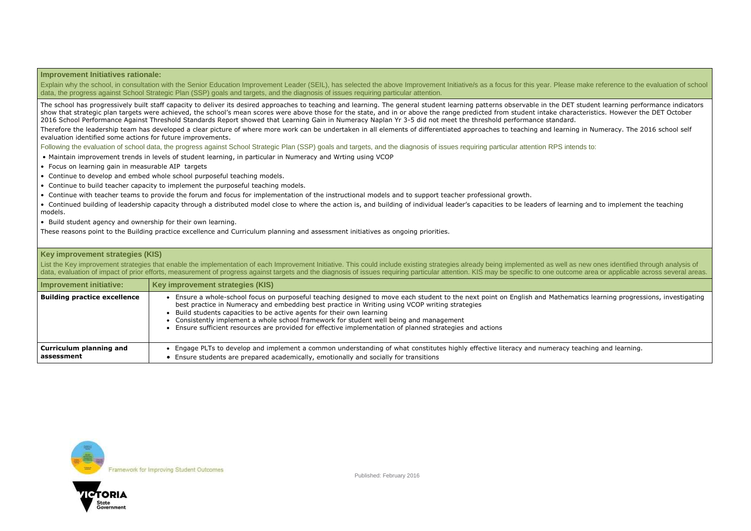## Improvement Initiatives rationale:

Explain why the school, in consultation with the Senior Education Improvement Leader (SEIL), has selected the above Improvement Initiative/s as a focus for this year. Please make reference to the evaluation of school data, the progress against School Strategic Plan (SSP) goals and targets, and the diagnosis of issues requiring particular attention.

The school has progressively built staff capacity to deliver its desired approaches to teaching and learning. The general student learning patterns observable in the DET student learning performance indicators show that strategic plan targets were achieved, the school's mean scores were above those for the state, and in or above the range predicted from student intake characteristics. However the DET October 2016 School Performance Against Threshold Standards Report showed that Learning Gain in Numeracy Naplan Yr 3-5 did not meet the threshold performance standard.

Therefore the leadership team has developed a clear picture of where more work can be undertaken in all elements of differentiated approaches to teaching and learning in Numeracy. The 2016 school self evaluation identified some actions for future improvements.

Following the evaluation of school data, the progress against School Strategic Plan (SSP) goals and targets, and the diagnosis of issues requiring particular attention RPS intends to:

- Maintain improvement trends in levels of student learning, in particular in Numeracy and Wrting using VCOP
- Focus on learning gain in measurable AIP targets
- Continue to develop and embed whole school purposeful teaching models.
- Continue to build teacher capacity to implement the purposeful teaching models.
- Continue with teacher teams to provide the forum and focus for implementation of the instructional models and to support teacher professional growth.
- Continued building of leadership capacity through a distributed model close to where the action is, and building of individual leader's capacities to be leaders of learning and to implement the teaching models.
- Build student agency and ownership for their own learning.

These reasons point to the Building practice excellence and Curriculum planning and assessment initiatives as ongoing priorities.

## Key improvement strategies (KIS)

List the Key improvement strategies that enable the implementation of each Improvement Initiative. This could include existing strategies already being implemented as well as new ones identified through analysis of data, evaluation of impact of prior efforts, measurement of progress against targets and the diagnosis of issues requiring particular attention. KIS may be specific to one outcome area or applicable across several areas.

| Improvement initiative: | Key improvement strategies (KIS) |
|---|---|
| **Building practice excellence** | • Ensure a whole-school focus on purposeful teaching designed to move each student to the next point on English and Mathematics learning progressions, investigating best practice in Numeracy and embedding best practice in Writing using VCOP writing strategies<br>• Build students capacities to be active agents for their own learning<br>• Consistently implement a whole school framework for student well being and management<br>• Ensure sufficient resources are provided for effective implementation of planned strategies and actions |
| **Curriculum planning and assessment** | • Engage PLTs to develop and implement a common understanding of what constitutes highly effective literacy and numeracy teaching and learning.<br>• Ensure students are prepared academically, emotionally and socially for transitions |

Framework for Improving Student Outcomes

Published: February 2016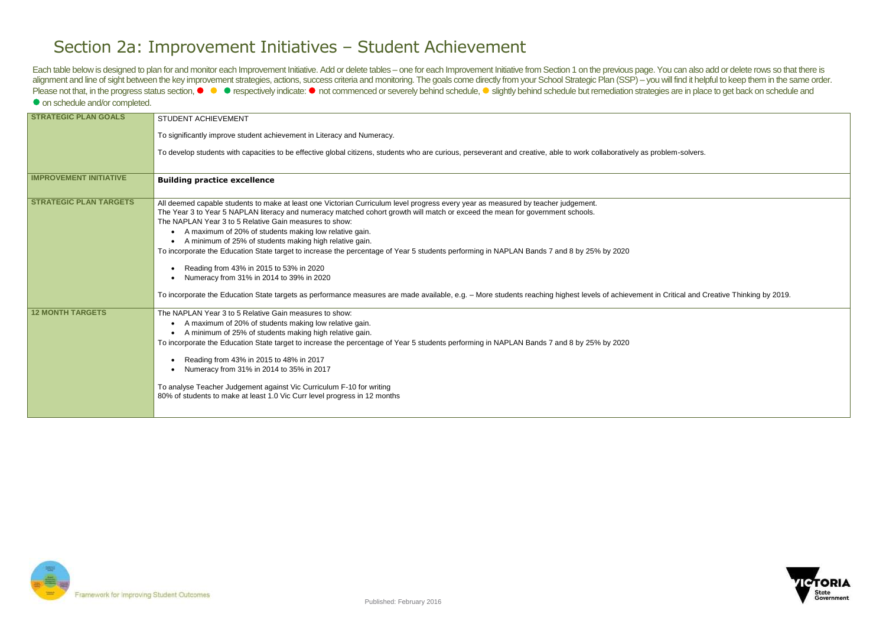# Section 2a: Improvement Initiatives – Student Achievement

Each table below is designed to plan for and monitor each Improvement Initiative. Add or delete tables – one for each Improvement Initiative from Section 1 on the previous page. You can also add or delete rows so that there is alignment and line of sight between the key improvement strategies, actions, success criteria and monitoring. The goals come directly from your School Strategic Plan (SSP) – you will find it helpful to keep them in the same order. Please not that, in the progress status section, ● ● ● respectively indicate: ● not commenced or severely behind schedule, ● slightly behind schedule but remediation strategies are in place to get back on schedule and ● on schedule and/or completed.

| | |
|---|---|
| **STRATEGIC PLAN GOALS** | STUDENT ACHIEVEMENT<br><br>To significantly improve student achievement in Literacy and Numeracy.<br><br>To develop students with capacities to be effective global citizens, students who are curious, perseverant and creative, able to work collaboratively as problem-solvers. |
| **IMPROVEMENT INITIATIVE** | **Building practice excellence** |
| **STRATEGIC PLAN TARGETS** | All deemed capable students to make at least one Victorian Curriculum level progress every year as measured by teacher judgement.<br>The Year 3 to Year 5 NAPLAN literacy and numeracy matched cohort growth will match or exceed the mean for government schools.<br>The NAPLAN Year 3 to 5 Relative Gain measures to show:<br>• A maximum of 20% of students making low relative gain.<br>• A minimum of 25% of students making high relative gain.<br>To incorporate the Education State target to increase the percentage of Year 5 students performing in NAPLAN Bands 7 and 8 by 25% by 2020<br>• Reading from 43% in 2015 to 53% in 2020<br>• Numeracy from 31% in 2014 to 39% in 2020<br><br>To incorporate the Education State targets as performance measures are made available, e.g. – More students reaching highest levels of achievement in Critical and Creative Thinking by 2019. |
| **12 MONTH TARGETS** | The NAPLAN Year 3 to 5 Relative Gain measures to show:<br>• A maximum of 20% of students making low relative gain.<br>• A minimum of 25% of students making high relative gain.<br>To incorporate the Education State target to increase the percentage of Year 5 students performing in NAPLAN Bands 7 and 8 by 25% by 2020<br>• Reading from 43% in 2015 to 48% in 2017<br>• Numeracy from 31% in 2014 to 35% in 2017<br><br>To analyse Teacher Judgement against Vic Curriculum F-10 for writing<br>80% of students to make at least 1.0 Vic Curr level progress in 12 months |

Framework for Improving Student Outcomes

Published: February 2016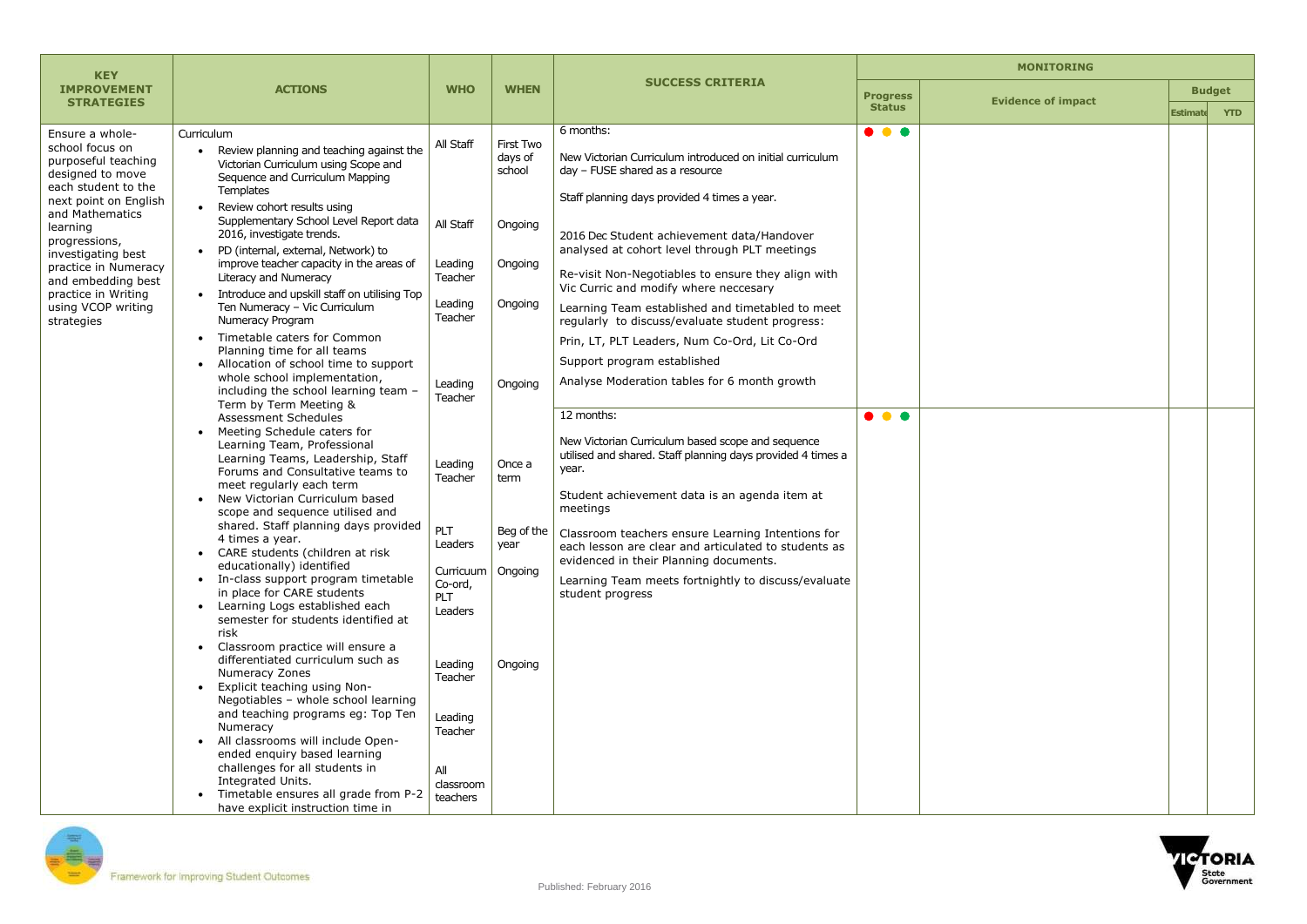| KEY IMPROVEMENT STRATEGIES | ACTIONS | WHO | WHEN | SUCCESS CRITERIA | MONITORING | | | |
|---|---|---|---|---|---|---|---|---|
| | | | | | Progress Status | Evidence of impact | Budget | |
| | | | | | | | Estimate | YTD |
| Ensure a whole-school focus on purposeful teaching designed to move each student to the next point on English and Mathematics learning progressions, investigating best practice in Numeracy and embedding best practice in Writing using VCOP writing strategies | Curriculum<br>• Review planning and teaching against the Victorian Curriculum using Scope and Sequence and Curriculum Mapping Templates<br>• Review cohort results using Supplementary School Level Report data 2016, investigate trends.<br>• PD (internal, external, Network) to improve teacher capacity in the areas of Literacy and Numeracy<br>• Introduce and upskill staff on utilising Top Ten Numeracy – Vic Curriculum Numeracy Program<br>• Timetable caters for Common Planning time for all teams<br>• Allocation of school time to support whole school implementation, including the school learning team – Term by Term Meeting & Assessment Schedules<br>• Meeting Schedule caters for Learning Team, Professional Learning Teams, Leadership, Staff Forums and Consultative teams to meet regularly each term<br>• New Victorian Curriculum based scope and sequence utilised and shared. Staff planning days provided 4 times a year.<br>• CARE students (children at risk educationally) identified<br>• In-class support program timetable in place for CARE students<br>• Learning Logs established each semester for students identified at risk<br>• Classroom practice will ensure a differentiated curriculum such as Numeracy Zones<br>• Explicit teaching using Non-Negotiables – whole school learning and teaching programs eg: Top Ten Numeracy<br>• All classrooms will include Open-ended enquiry based learning challenges for all students in Integrated Units.<br>• Timetable ensures all grade from P-2 have explicit instruction time in | All Staff<br><br>All Staff<br><br>Leading Teacher<br><br>Leading Teacher<br><br>Leading Teacher<br><br>Leading Teacher<br><br>PLT Leaders<br><br>Curricuum Co-ord, PLT Leaders<br><br>Leading Teacher<br><br>Leading Teacher<br><br>All classroom teachers | First Two days of school<br><br>Ongoing<br><br>Ongoing<br><br>Ongoing<br><br>Ongoing<br><br>Once a term<br><br>Beg of the year<br><br>Ongoing<br><br>Ongoing | 6 months:<br><br>New Victorian Curriculum introduced on initial curriculum day – FUSE shared as a resource<br><br>Staff planning days provided 4 times a year.<br><br>2016 Dec Student achievement data/Handover analysed at cohort level through PLT meetings<br><br>Re-visit Non-Negotiables to ensure they align with Vic Curric and modify where neccesary<br><br>Learning Team established and timetabled to meet regularly to discuss/evaluate student progress:<br><br>Prin, LT, PLT Leaders, Num Co-Ord, Lit Co-Ord<br><br>Support program established<br><br>Analyse Moderation tables for 6 month growth | ● ● ● | | | |
| | | | | 12 months:<br><br>New Victorian Curriculum based scope and sequence utilised and shared. Staff planning days provided 4 times a year.<br><br>Student achievement data is an agenda item at meetings<br><br>Classroom teachers ensure Learning Intentions for each lesson are clear and articulated to students as evidenced in their Planning documents.<br><br>Learning Team meets fortnightly to discuss/evaluate student progress | ● ● ● | | | |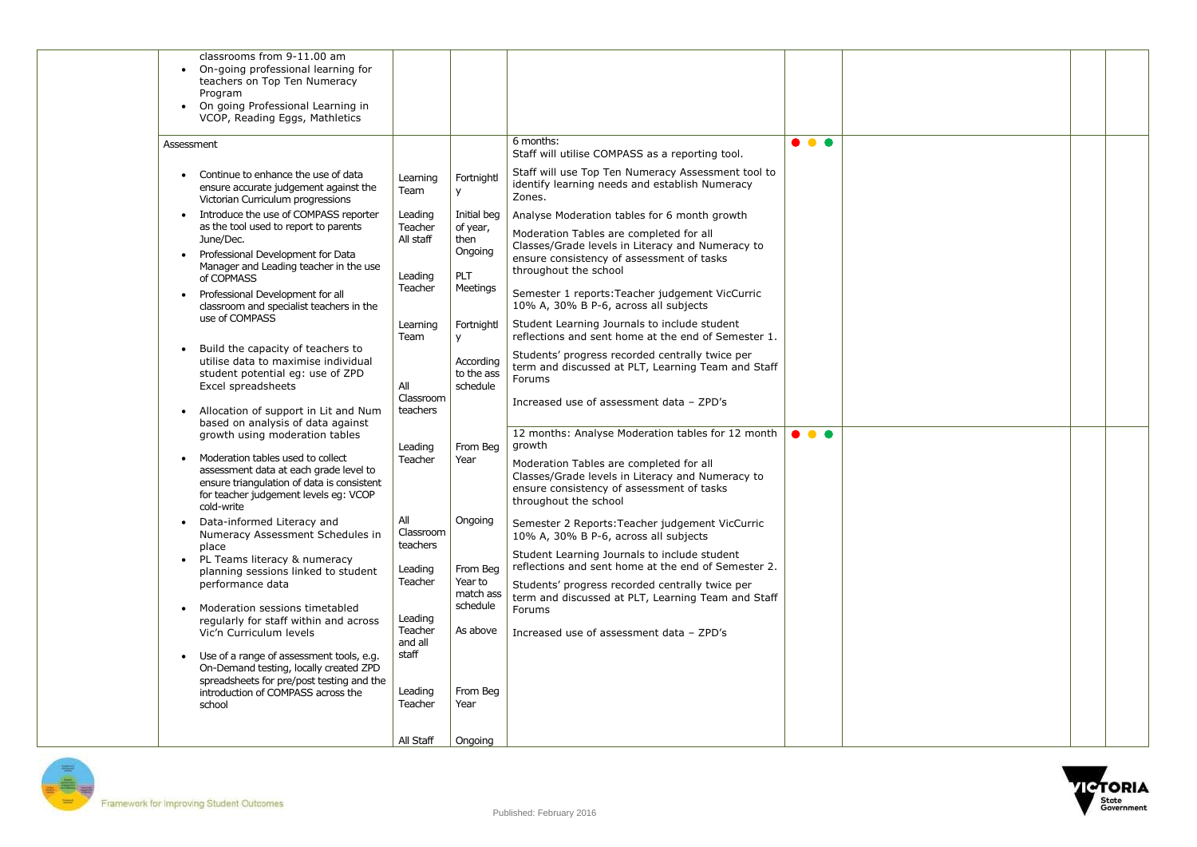| | Actions | Who | When | Success criteria | Status | Evidence | | |
|---|---|---|---|---|---|---|---|---|
| | classrooms from 9-11.00 am<br>• On-going professional learning for teachers on Top Ten Numeracy Program<br>• On going Professional Learning in VCOP, Reading Eggs, Mathletics | | | | | | | |
| | Assessment<br>• Continue to enhance the use of data ensure accurate judgement against the Victorian Curriculum progressions<br>• Introduce the use of COMPASS reporter as the tool used to report to parents June/Dec.<br>• Professional Development for Data Manager and Leading teacher in the use of COPMASS<br>• Professional Development for all classroom and specialist teachers in the use of COMPASS<br>• Build the capacity of teachers to utilise data to maximise individual student potential eg: use of ZPD Excel spreadsheets<br>• Allocation of support in Lit and Num based on analysis of data against growth using moderation tables<br>• Moderation tables used to collect assessment data at each grade level to ensure triangulation of data is consistent for teacher judgement levels eg: VCOP cold-write<br>• Data-informed Literacy and Numeracy Assessment Schedules in place<br>• PL Teams literacy & numeracy planning sessions linked to student performance data<br>• Moderation sessions timetabled regularly for staff within and across Vic'n Curriculum levels<br>• Use of a range of assessment tools, e.g. On-Demand testing, locally created ZPD spreadsheets for pre/post testing and the introduction of COMPASS across the school | Learning Team<br>Leading Teacher All staff<br>Leading Teacher<br>Learning Team<br>All Classroom teachers<br>Leading Teacher<br>All Classroom teachers<br>Leading Teacher<br>Leading Teacher and all staff<br>Leading Teacher<br>All Staff | Fortnightly<br>Initial beg of year, then Ongoing<br>PLT Meetings<br>Fortnightly<br>According to the ass schedule<br>From Beg Year<br>Ongoing<br>From Beg Year to match ass schedule<br>As above<br>From Beg Year<br>Ongoing | 6 months:<br>Staff will utilise COMPASS as a reporting tool.<br>Staff will use Top Ten Numeracy Assessment tool to identify learning needs and establish Numeracy Zones.<br>Analyse Moderation tables for 6 month growth<br>Moderation Tables are completed for all Classes/Grade levels in Literacy and Numeracy to ensure consistency of assessment of tasks throughout the school<br>Semester 1 reports:Teacher judgement VicCurric 10% A, 30% B P-6, across all subjects<br>Student Learning Journals to include student reflections and sent home at the end of Semester 1.<br>Students' progress recorded centrally twice per term and discussed at PLT, Learning Team and Staff Forums<br>Increased use of assessment data – ZPD's | ● ● ● | | | |
| | | | | 12 months: Analyse Moderation tables for 12 month growth<br>Moderation Tables are completed for all Classes/Grade levels in Literacy and Numeracy to ensure consistency of assessment of tasks throughout the school<br>Semester 2 Reports:Teacher judgement VicCurric 10% A, 30% B P-6, across all subjects<br>Student Learning Journals to include student reflections and sent home at the end of Semester 2.<br>Students' progress recorded centrally twice per term and discussed at PLT, Learning Team and Staff Forums<br>Increased use of assessment data – ZPD's | ● ● ● | | | |

Framework for Improving Student Outcomes

Published: February 2016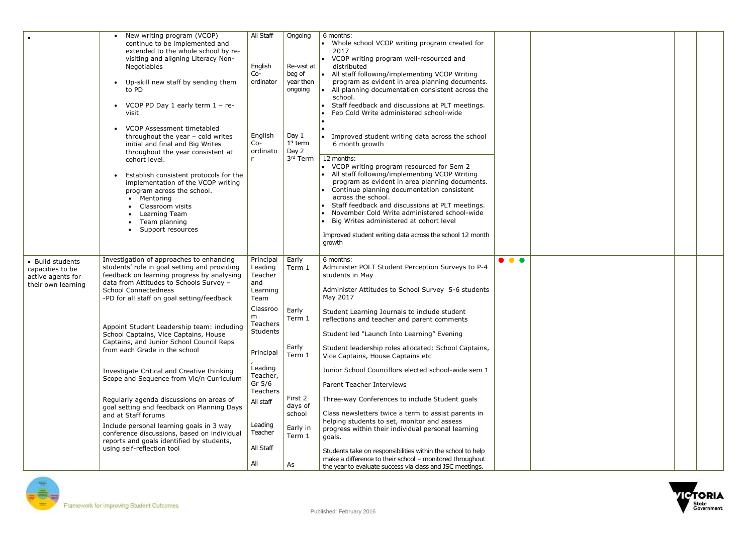| | | | | | | | | |
|---|---|---|---|---|---|---|---|---|
| • | • New writing program (VCOP) continue to be implemented and extended to the whole school by re-visiting and aligning Literacy Non-Negotiables<br><br>• Up-skill new staff by sending them to PD<br><br>• VCOP PD Day 1 early term 1 – re-visit<br><br>• VCOP Assessment timetabled throughout the year – cold writes initial and final and Big Writes throughout the year consistent at cohort level.<br><br>• Establish consistent protocols for the implementation of the VCOP writing program across the school.<br>  • Mentoring<br>  • Classroom visits<br>  • Learning Team<br>  • Team planning<br>  • Support resources | All Staff<br><br>English Co-ordinator<br><br>English Co-ordinator | Ongoing<br><br>Re-visit at beg of year then ongoing<br><br>Day 1 1st term<br>Day 2 3rd Term | 6 months:<br>• Whole school VCOP writing program created for 2017<br>• VCOP writing program well-resourced and distributed<br>• All staff following/implementing VCOP Writing program as evident in area planning documents.<br>• All planning documentation consistent across the school.<br>• Staff feedback and discussions at PLT meetings.<br>• Feb Cold Write administered school-wide<br>•<br>•<br>• Improved student writing data across the school 6 month growth<br><br>12 months:<br>• VCOP writing program resourced for Sem 2<br>• All staff following/implementing VCOP Writing program as evident in area planning documents.<br>• Continue planning documentation consistent across the school.<br>• Staff feedback and discussions at PLT meetings.<br>• November Cold Write administered school-wide<br>• Big Writes administered at cohort level<br><br>Improved student writing data across the school 12 month growth | | | | |
| • Build students capacities to be active agents for their own learning | Investigation of approaches to enhancing students' role in goal setting and providing feedback on learning progress by analysing data from Attitudes to Schools Survey – School Connectedness<br>-PD for all staff on goal setting/feedback<br><br>Appoint Student Leadership team: including School Captains, Vice Captains, House Captains, and Junior School Council Reps from each Grade in the school<br><br>Investigate Critical and Creative thinking Scope and Sequence from Vic/n Curriculum<br><br>Regularly agenda discussions on areas of goal setting and feedback on Planning Days and at Staff forums<br><br>Include personal learning goals in 3 way conference discussions, based on individual reports and goals identified by students, using self-reflection tool | Principal Leading Teacher and Learning Team<br><br>Classroom Teachers Students<br><br>Principal, Leading Teacher, Gr 5/6 Teachers<br><br>All staff<br><br>Leading Teacher<br><br>All Staff<br><br>All | Early Term 1<br><br>Early Term 1<br><br>Early Term 1<br><br>First 2 days of school<br><br>Early in Term 1<br><br>As | 6 months:<br>Administer POLT Student Perception Surveys to P-4 students in May<br><br>Administer Attitudes to School Survey 5-6 students May 2017<br><br>Student Learning Journals to include student reflections and teacher and parent comments<br><br>Student led "Launch Into Learning" Evening<br><br>Student leadership roles allocated: School Captains, Vice Captains, House Captains etc<br><br>Junior School Councillors elected school-wide sem 1<br><br>Parent Teacher Interviews<br><br>Three-way Conferences to include Student goals<br><br>Class newsletters twice a term to assist parents in helping students to set, monitor and assess progress within their individual personal learning goals.<br><br>Students take on responsibilities within the school to help make a difference to their school – monitored throughout the year to evaluate success via class and JSC meetings. | ● ● ● | | | |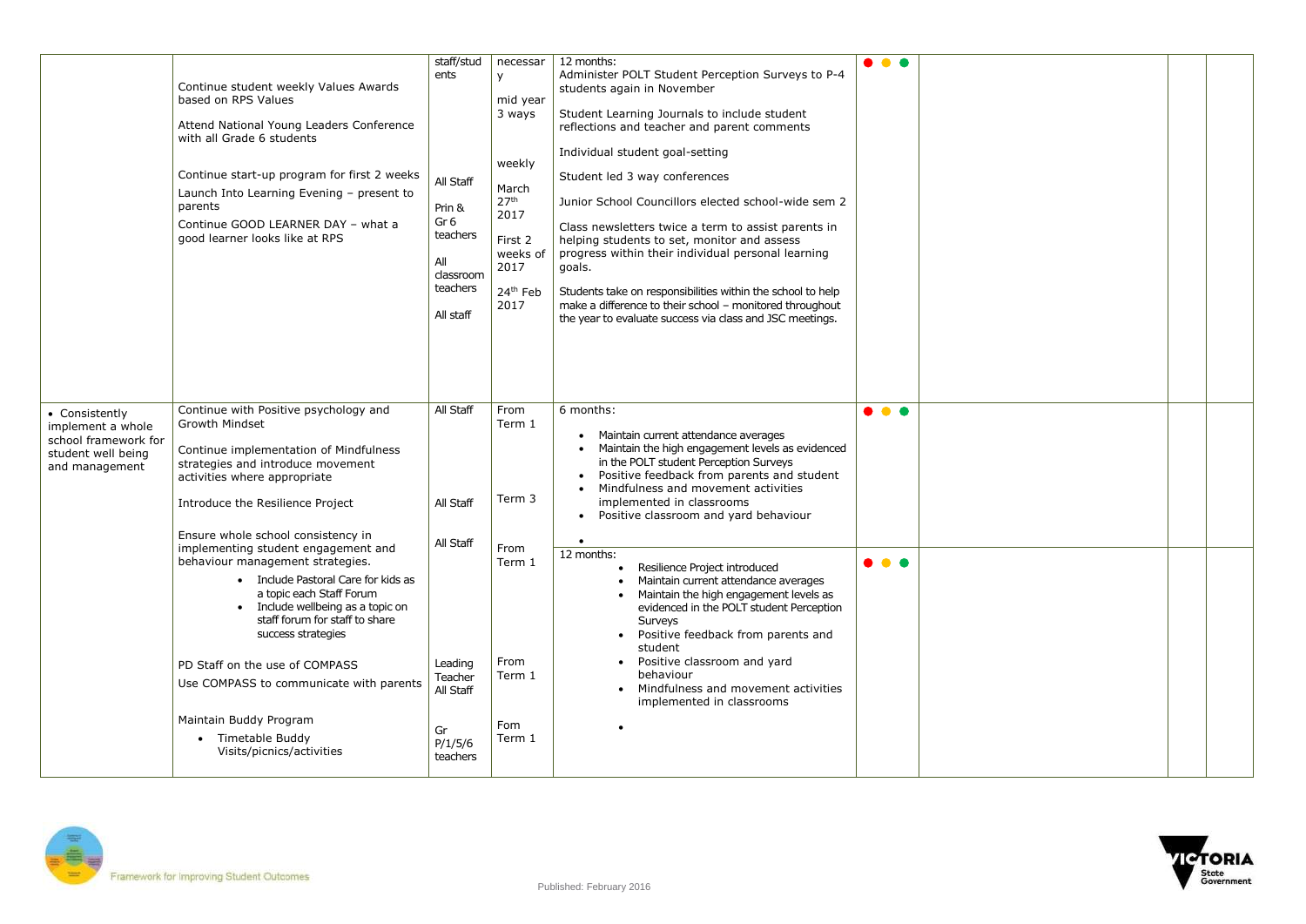| | | | | | | | | |
|---|---|---|---|---|---|---|---|---|
| | Continue student weekly Values Awards based on RPS Values<br><br>Attend National Young Leaders Conference with all Grade 6 students<br><br>Continue start-up program for first 2 weeks<br>Launch Into Learning Evening – present to parents<br>Continue GOOD LEARNER DAY – what a good learner looks like at RPS | staff/students<br><br>All Staff<br><br>Prin & Gr 6 teachers<br><br>All classroom teachers<br><br>All staff | necessary<br><br>mid year 3 ways<br><br>weekly<br><br>March 27th 2017<br><br>First 2 weeks of 2017<br><br>24th Feb 2017 | 12 months:<br>Administer POLT Student Perception Surveys to P-4 students again in November<br><br>Student Learning Journals to include student reflections and teacher and parent comments<br><br>Individual student goal-setting<br><br>Student led 3 way conferences<br><br>Junior School Councillors elected school-wide sem 2<br><br>Class newsletters twice a term to assist parents in helping students to set, monitor and assess progress within their individual personal learning goals.<br><br>Students take on responsibilities within the school to help make a difference to their school – monitored throughout the year to evaluate success via class and JSC meetings. | ● ● ● | | | |
| • Consistently implement a whole school framework for student well being and management | Continue with Positive psychology and Growth Mindset<br><br>Continue implementation of Mindfulness strategies and introduce movement activities where appropriate<br><br>Introduce the Resilience Project<br><br>Ensure whole school consistency in implementing student engagement and behaviour management strategies.<br>• Include Pastoral Care for kids as a topic each Staff Forum<br>• Include wellbeing as a topic on staff forum for staff to share success strategies<br><br>PD Staff on the use of COMPASS<br>Use COMPASS to communicate with parents<br><br>Maintain Buddy Program<br>• Timetable Buddy Visits/picnics/activities | All Staff<br><br>All Staff<br><br>All Staff<br><br>Leading Teacher<br>All Staff<br><br>Gr P/1/5/6 teachers | From Term 1<br><br>Term 3<br><br>From Term 1<br><br>From Term 1<br><br>Fom Term 1 | 6 months:<br>• Maintain current attendance averages<br>• Maintain the high engagement levels as evidenced in the POLT student Perception Surveys<br>• Positive feedback from parents and student<br>• Mindfulness and movement activities implemented in classrooms<br>• Positive classroom and yard behaviour<br><br>12 months:<br>• Resilience Project introduced<br>• Maintain current attendance averages<br>• Maintain the high engagement levels as evidenced in the POLT student Perception Surveys<br>• Positive feedback from parents and student<br>• Positive classroom and yard behaviour<br>• Mindfulness and movement activities implemented in classrooms | ● ● ●<br><br>● ● ● | | | |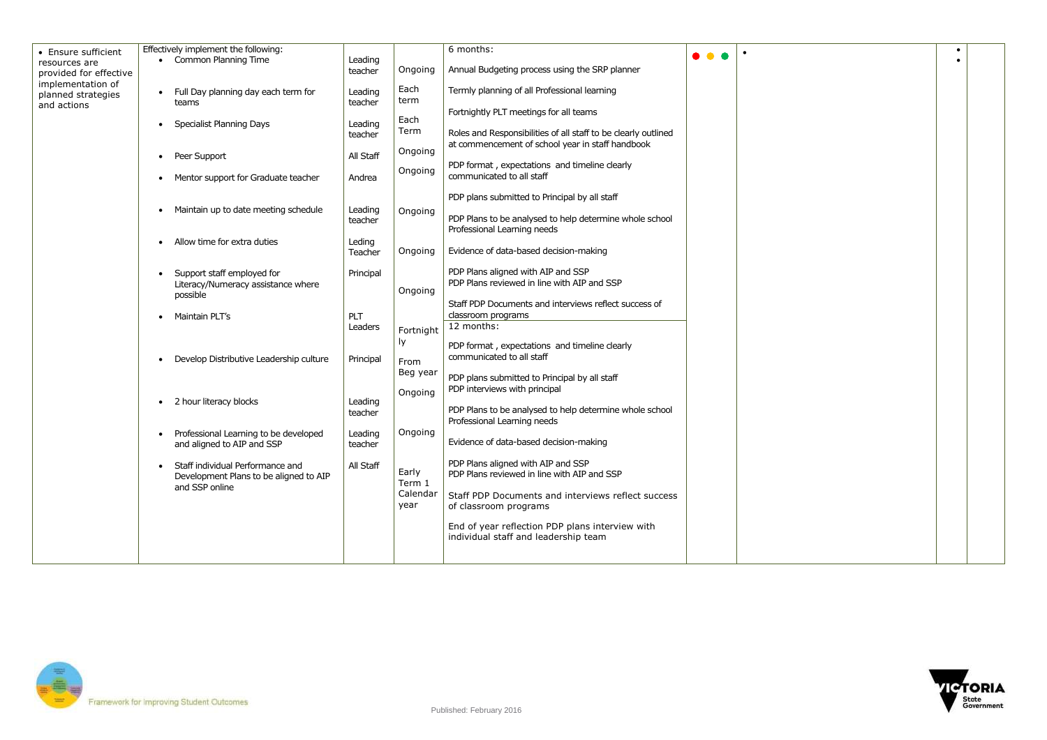| • Ensure sufficient resources are provided for effective implementation of planned strategies and actions | Effectively implement the following:<br>• Common Planning Time<br>• Full Day planning day each term for teams<br>• Specialist Planning Days<br>• Peer Support<br>• Mentor support for Graduate teacher<br>• Maintain up to date meeting schedule<br>• Allow time for extra duties<br>• Support staff employed for Literacy/Numeracy assistance where possible<br>• Maintain PLT's<br>• Develop Distributive Leadership culture<br>• 2 hour literacy blocks<br>• Professional Learning to be developed and aligned to AIP and SSP<br>• Staff individual Performance and Development Plans to be aligned to AIP and SSP online | Leading teacher<br>Leading teacher<br>Leading teacher<br>All Staff<br>Andrea<br>Leading teacher<br>Leding Teacher<br>Principal<br>PLT Leaders<br>Principal<br>Leading teacher<br>Leading teacher<br>All Staff | Ongoing<br>Each term<br>Each Term<br>Ongoing<br>Ongoing<br>Ongoing<br>Ongoing<br>Ongoing<br>Fortnightly<br>From Beg year<br>Ongoing<br>Ongoing<br>Early Term 1 Calendar year | 6 months:<br>Annual Budgeting process using the SRP planner<br>Termly planning of all Professional learning<br>Fortnightly PLT meetings for all teams<br>Roles and Responsibilities of all staff to be clearly outlined at commencement of school year in staff handbook<br>PDP format , expectations and timeline clearly communicated to all staff<br>PDP plans submitted to Principal by all staff<br>PDP Plans to be analysed to help determine whole school Professional Learning needs<br>Evidence of data-based decision-making<br>PDP Plans aligned with AIP and SSP<br>PDP Plans reviewed in line with AIP and SSP<br>Staff PDP Documents and interviews reflect success of classroom programs<br>12 months:<br>PDP format , expectations and timeline clearly communicated to all staff<br>PDP plans submitted to Principal by all staff<br>PDP interviews with principal<br>PDP Plans to be analysed to help determine whole school Professional Learning needs<br>Evidence of data-based decision-making<br>PDP Plans aligned with AIP and SSP<br>PDP Plans reviewed in line with AIP and SSP<br>Staff PDP Documents and interviews reflect success of classroom programs<br>End of year reflection PDP plans interview with individual staff and leadership team | ● ● ● | • | •<br>• | |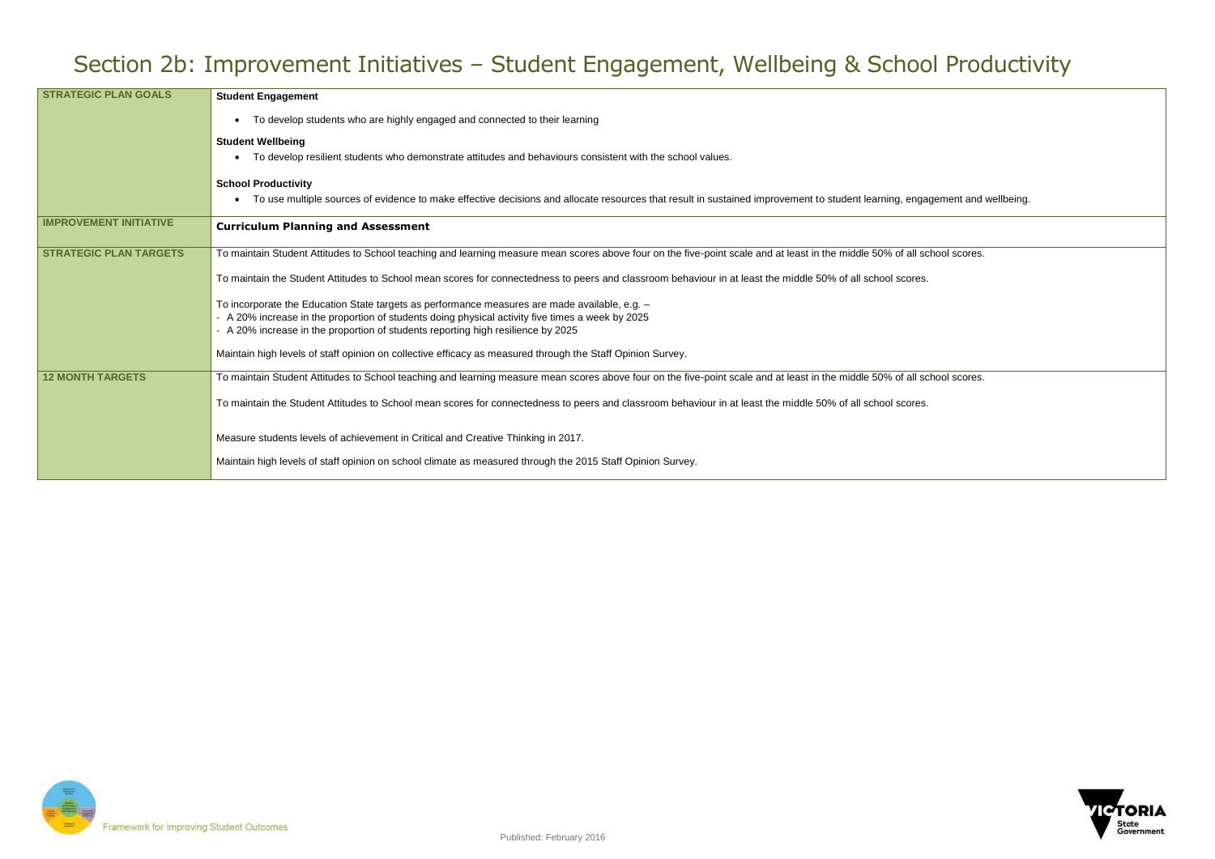# Section 2b: Improvement Initiatives – Student Engagement, Wellbeing & School Productivity

| | |
|---|---|
| **STRATEGIC PLAN GOALS** | **Student Engagement**<br><br>• To develop students who are highly engaged and connected to their learning<br><br>**Student Wellbeing**<br><br>• To develop resilient students who demonstrate attitudes and behaviours consistent with the school values.<br><br>**School Productivity**<br><br>• To use multiple sources of evidence to make effective decisions and allocate resources that result in sustained improvement to student learning, engagement and wellbeing. |
| **IMPROVEMENT INITIATIVE** | **Curriculum Planning and Assessment** |
| **STRATEGIC PLAN TARGETS** | To maintain Student Attitudes to School teaching and learning measure mean scores above four on the five-point scale and at least in the middle 50% of all school scores.<br><br>To maintain the Student Attitudes to School mean scores for connectedness to peers and classroom behaviour in at least the middle 50% of all school scores.<br><br>To incorporate the Education State targets as performance measures are made available, e.g. –<br>- A 20% increase in the proportion of students doing physical activity five times a week by 2025<br>- A 20% increase in the proportion of students reporting high resilience by 2025<br><br>Maintain high levels of staff opinion on collective efficacy as measured through the Staff Opinion Survey. |
| **12 MONTH TARGETS** | To maintain Student Attitudes to School teaching and learning measure mean scores above four on the five-point scale and at least in the middle 50% of all school scores.<br><br>To maintain the Student Attitudes to School mean scores for connectedness to peers and classroom behaviour in at least the middle 50% of all school scores.<br><br>Measure students levels of achievement in Critical and Creative Thinking in 2017.<br><br>Maintain high levels of staff opinion on school climate as measured through the 2015 Staff Opinion Survey. |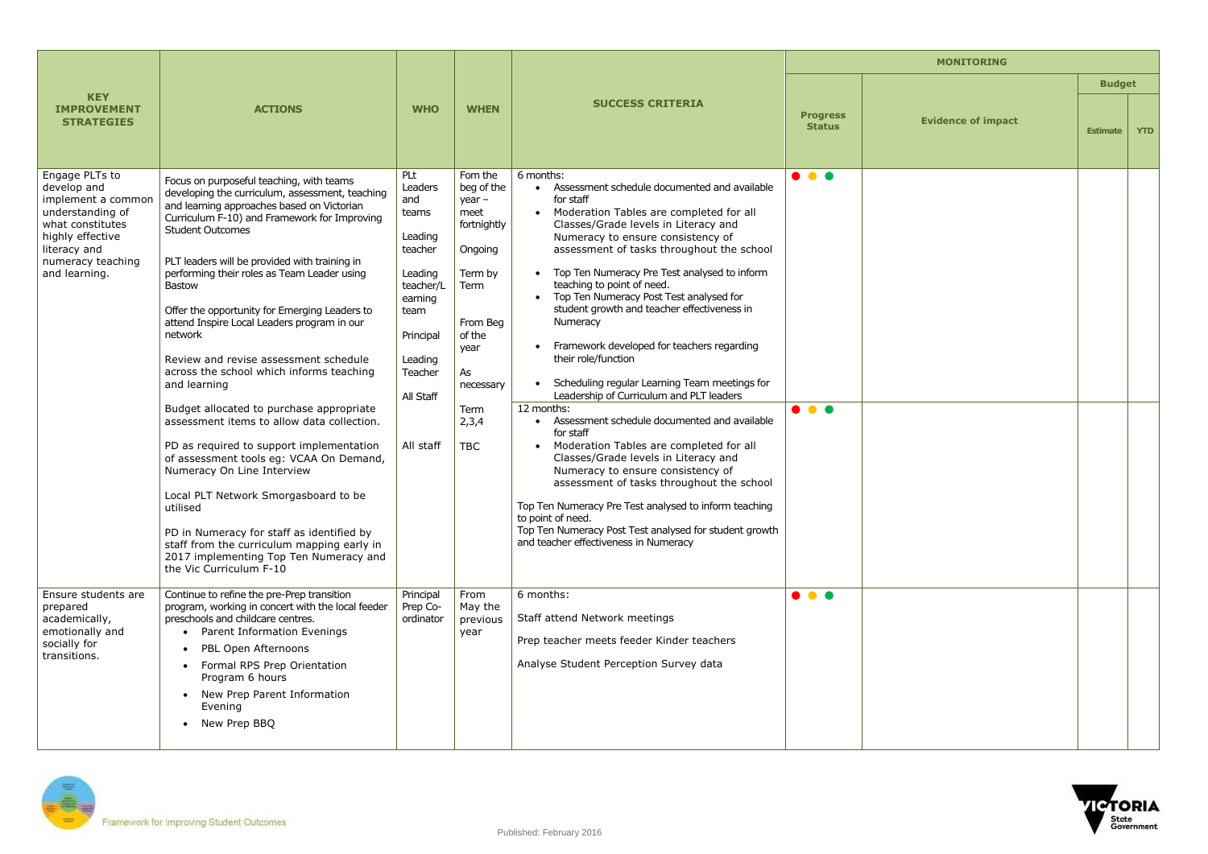| KEY IMPROVEMENT STRATEGIES | ACTIONS | WHO | WHEN | SUCCESS CRITERIA | MONITORING | | | |
|---|---|---|---|---|---|---|---|---|
| | | | | | Progress Status | Evidence of impact | Budget | |
| | | | | | | | Estimate | YTD |
| Engage PLTs to develop and implement a common understanding of what constitutes highly effective literacy and numeracy teaching and learning. | Focus on purposeful teaching, with teams developing the curriculum, assessment, teaching and learning approaches based on Victorian Curriculum F-10) and Framework for Improving Student Outcomes<br><br>PLT leaders will be provided with training in performing their roles as Team Leader using Bastow<br><br>Offer the opportunity for Emerging Leaders to attend Inspire Local Leaders program in our network<br><br>Review and revise assessment schedule across the school which informs teaching and learning<br><br>Budget allocated to purchase appropriate assessment items to allow data collection.<br><br>PD as required to support implementation of assessment tools eg: VCAA On Demand, Numeracy On Line Interview<br><br>Local PLT Network Smorgasboard to be utilised<br><br>PD in Numeracy for staff as identified by staff from the curriculum mapping early in 2017 implementing Top Ten Numeracy and the Vic Curriculum F-10 | PLt Leaders and teams<br><br>Leading teacher<br><br>Leading teacher/L earning team<br><br>Principal<br><br>Leading Teacher<br><br>All Staff<br><br>All staff | Fom the beg of the year – meet fortnightly<br><br>Ongoing<br><br>Term by Term<br><br>From Beg of the year<br><br>As necessary<br><br>Term 2,3,4<br><br>TBC | 6 months:<br>• Assessment schedule documented and available for staff<br>• Moderation Tables are completed for all Classes/Grade levels in Literacy and Numeracy to ensure consistency of assessment of tasks throughout the school<br>• Top Ten Numeracy Pre Test analysed to inform teaching to point of need.<br>• Top Ten Numeracy Post Test analysed for student growth and teacher effectiveness in Numeracy<br>• Framework developed for teachers regarding their role/function<br>• Scheduling regular Learning Team meetings for Leadership of Curriculum and PLT leaders | ● ● ● | | | |
| | | | | 12 months:<br>• Assessment schedule documented and available for staff<br>• Moderation Tables are completed for all Classes/Grade levels in Literacy and Numeracy to ensure consistency of assessment of tasks throughout the school<br><br>Top Ten Numeracy Pre Test analysed to inform teaching to point of need.<br>Top Ten Numeracy Post Test analysed for student growth and teacher effectiveness in Numeracy | ● ● ● | | | |
| Ensure students are prepared academically, emotionally and socially for transitions. | Continue to refine the pre-Prep transition program, working in concert with the local feeder preschools and childcare centres.<br>• Parent Information Evenings<br>• PBL Open Afternoons<br>• Formal RPS Prep Orientation Program 6 hours<br>• New Prep Parent Information Evening<br>• New Prep BBQ | Principal Prep Co-ordinator | From May the previous year | 6 months:<br><br>Staff attend Network meetings<br><br>Prep teacher meets feeder Kinder teachers<br><br>Analyse Student Perception Survey data | ● ● ● | | | |

Framework for Improving Student Outcomes

Published: February 2016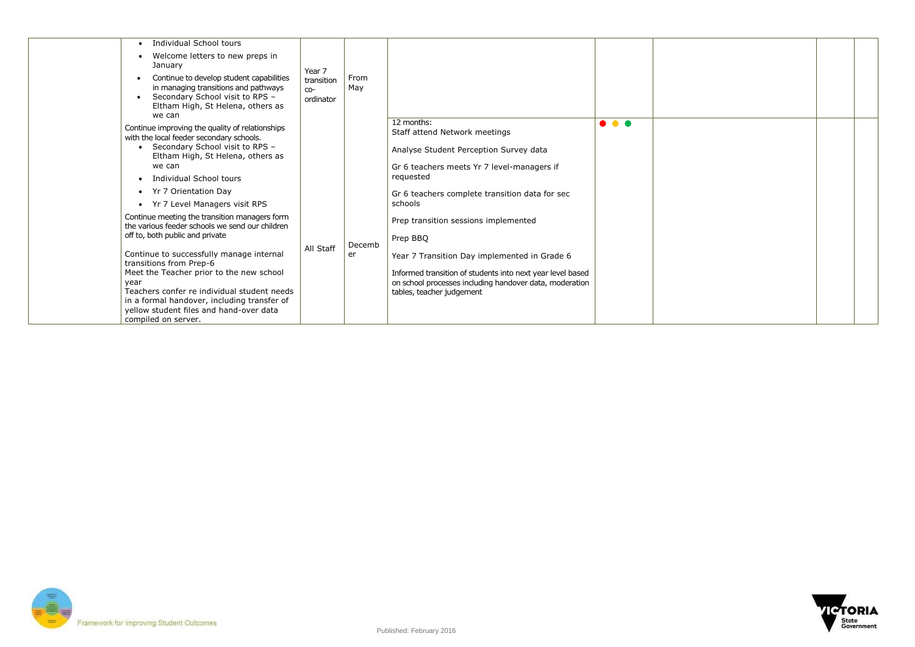| | | | | | | | | |
|---|---|---|---|---|---|---|---|---|
| | • Individual School tours<br>• Welcome letters to new preps in January<br>• Continue to develop student capabilities in managing transitions and pathways<br>• Secondary School visit to RPS – Eltham High, St Helena, others as we can | Year 7 transition co-ordinator | From May | | | | | |
| | Continue improving the quality of relationships with the local feeder secondary schools.<br>• Secondary School visit to RPS – Eltham High, St Helena, others as we can<br>• Individual School tours<br>• Yr 7 Orientation Day<br>• Yr 7 Level Managers visit RPS<br>Continue meeting the transition managers form the various feeder schools we send our children off to, both public and private<br><br>Continue to successfully manage internal transitions from Prep-6<br>Meet the Teacher prior to the new school year<br>Teachers confer re individual student needs in a formal handover, including transfer of yellow student files and hand-over data compiled on server. | All Staff | December | 12 months:<br>Staff attend Network meetings<br><br>Analyse Student Perception Survey data<br><br>Gr 6 teachers meets Yr 7 level-managers if requested<br><br>Gr 6 teachers complete transition data for sec schools<br><br>Prep transition sessions implemented<br><br>Prep BBQ<br><br>Year 7 Transition Day implemented in Grade 6<br><br>Informed transition of students into next year level based on school processes including handover data, moderation tables, teacher judgement | ● ● ● | | | |

Framework for Improving Student Outcomes

Published: February 2016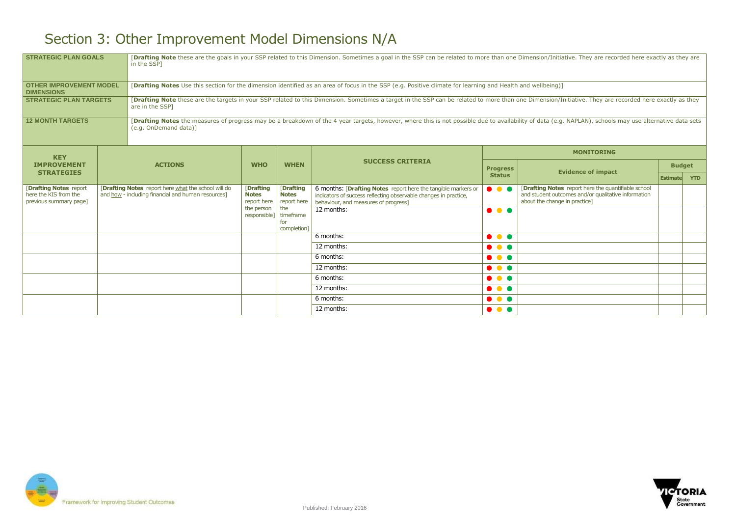# Section 3: Other Improvement Model Dimensions N/A

| | |
|---|---|
| **STRATEGIC PLAN GOALS** | [**Drafting Note** these are the goals in your SSP related to this Dimension. Sometimes a goal in the SSP can be related to more than one Dimension/Initiative. They are recorded here exactly as they are in the SSP] |
| **OTHER IMPROVEMENT MODEL DIMENSIONS** | [**Drafting Notes** Use this section for the dimension identified as an area of focus in the SSP (e.g. Positive climate for learning and Health and wellbeing)] |
| **STRATEGIC PLAN TARGETS** | [**Drafting Note** these are the targets in your SSP related to this Dimension. Sometimes a target in the SSP can be related to more than one Dimension/Initiative. They are recorded here exactly as they are in the SSP] |
| **12 MONTH TARGETS** | [**Drafting Notes** the measures of progress may be a breakdown of the 4 year targets, however, where this is not possible due to availability of data (e.g. NAPLAN), schools may use alternative data sets (e.g. OnDemand data)] |

| KEY IMPROVEMENT STRATEGIES | ACTIONS | WHO | WHEN | SUCCESS CRITERIA | MONITORING | | | |
|---|---|---|---|---|---|---|---|---|
| | | | | | Progress Status | Evidence of impact | Budget | |
| | | | | | | | Estimate | YTD |
| [**Drafting Notes** report here the KIS from the previous summary page] | [**Drafting Notes** report here what the school will do and how - including financial and human resources] | [**Drafting Notes** report here the person responsible] | [**Drafting Notes** report here the timeframe for completion] | 6 months: [**Drafting Notes** report here the tangible markers or indicators of success reflecting observable changes in practice, behaviour, and measures of progress] | ● ● ● | [**Drafting Notes** report here the quantifiable school and student outcomes and/or qualitative information about the change in practice] | | |
| | | | | 12 months: | ● ● ● | | | |
| | | | | 6 months: | ● ● ● | | | |
| | | | | 12 months: | ● ● ● | | | |
| | | | | 6 months: | ● ● ● | | | |
| | | | | 12 months: | ● ● ● | | | |
| | | | | 6 months: | ● ● ● | | | |
| | | | | 12 months: | ● ● ● | | | |
| | | | | 6 months: | ● ● ● | | | |
| | | | | 12 months: | ● ● ● | | | |

Framework for Improving Student Outcomes

Published: February 2016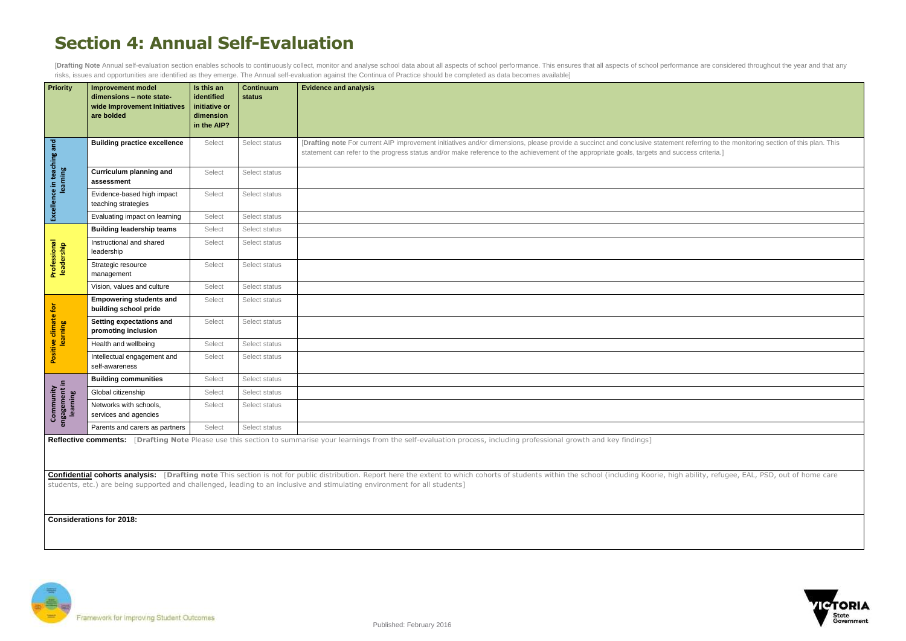# Section 4: Annual Self-Evaluation

[**Drafting Note** Annual self-evaluation section enables schools to continuously collect, monitor and analyse school data about all aspects of school performance. This ensures that all aspects of school performance are considered throughout the year and that any risks, issues and opportunities are identified as they emerge. The Annual self-evaluation against the Continua of Practice should be completed as data becomes available]

| Priority | Improvement model dimensions – note state-wide Improvement Initiatives are bolded | Is this an identified initiative or dimension in the AIP? | Continuum status | Evidence and analysis |
|---|---|---|---|---|
| Excellence in teaching and learning | **Building practice excellence** | Select | Select status | [**Drafting note** For current AIP improvement initiatives and/or dimensions, please provide a succinct and conclusive statement referring to the monitoring section of this plan. This statement can refer to the progress status and/or make reference to the achievement of the appropriate goals, targets and success criteria.] |
| | **Curriculum planning and assessment** | Select | Select status | |
| | Evidence-based high impact teaching strategies | Select | Select status | |
| | Evaluating impact on learning | Select | Select status | |
| Professional leadership | **Building leadership teams** | Select | Select status | |
| | Instructional and shared leadership | Select | Select status | |
| | Strategic resource management | Select | Select status | |
| | Vision, values and culture | Select | Select status | |
| Positive climate for learning | **Empowering students and building school pride** | Select | Select status | |
| | **Setting expectations and promoting inclusion** | Select | Select status | |
| | Health and wellbeing | Select | Select status | |
| | Intellectual engagement and self-awareness | Select | Select status | |
| Community engagement in learning | **Building communities** | Select | Select status | |
| | Global citizenship | Select | Select status | |
| | Networks with schools, services and agencies | Select | Select status | |
| | Parents and carers as partners | Select | Select status | |

**Reflective comments:** [**Drafting Note** Please use this section to summarise your learnings from the self-evaluation process, including professional growth and key findings]

**Confidential cohorts analysis:** [**Drafting note** This section is not for public distribution. Report here the extent to which cohorts of students within the school (including Koorie, high ability, refugee, EAL, PSD, out of home care students, etc.) are being supported and challenged, leading to an inclusive and stimulating environment for all students]

**Considerations for 2018:**

Framework for Improving Student Outcomes

Published: February 2016